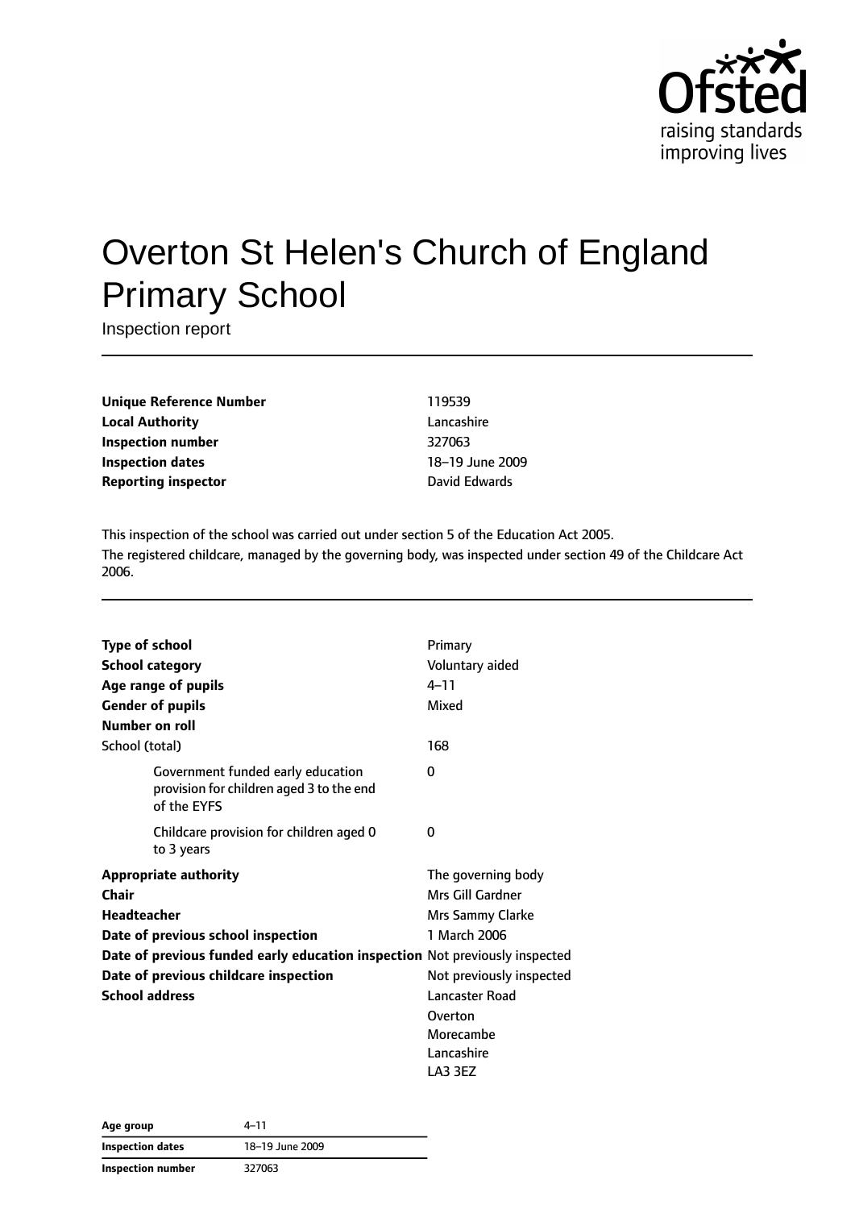# Overton St Helen's Church of England Primary School

Inspection report

| | |
|---|---|
| **Unique Reference Number** | 119539 |
| **Local Authority** | Lancashire |
| **Inspection number** | 327063 |
| **Inspection dates** | 18–19 June 2009 |
| **Reporting inspector** | David Edwards |

This inspection of the school was carried out under section 5 of the Education Act 2005.

The registered childcare, managed by the governing body, was inspected under section 49 of the Childcare Act 2006.

| | |
|---|---|
| **Type of school** | Primary |
| **School category** | Voluntary aided |
| **Age range of pupils** | 4–11 |
| **Gender of pupils** | Mixed |
| **Number on roll** | |
| School (total) | 168 |
| Government funded early education provision for children aged 3 to the end of the EYFS | 0 |
| Childcare provision for children aged 0 to 3 years | 0 |
| **Appropriate authority** | The governing body |
| **Chair** | Mrs Gill Gardner |
| **Headteacher** | Mrs Sammy Clarke |
| **Date of previous school inspection** | 1 March 2006 |
| **Date of previous funded early education inspection** | Not previously inspected |
| **Date of previous childcare inspection** | Not previously inspected |
| **School address** | Lancaster Road<br>Overton<br>Morecambe<br>Lancashire<br>LA3 3EZ |

| | |
|---|---|
| **Age group** | 4–11 |
| **Inspection dates** | 18–19 June 2009 |
| **Inspection number** | 327063 |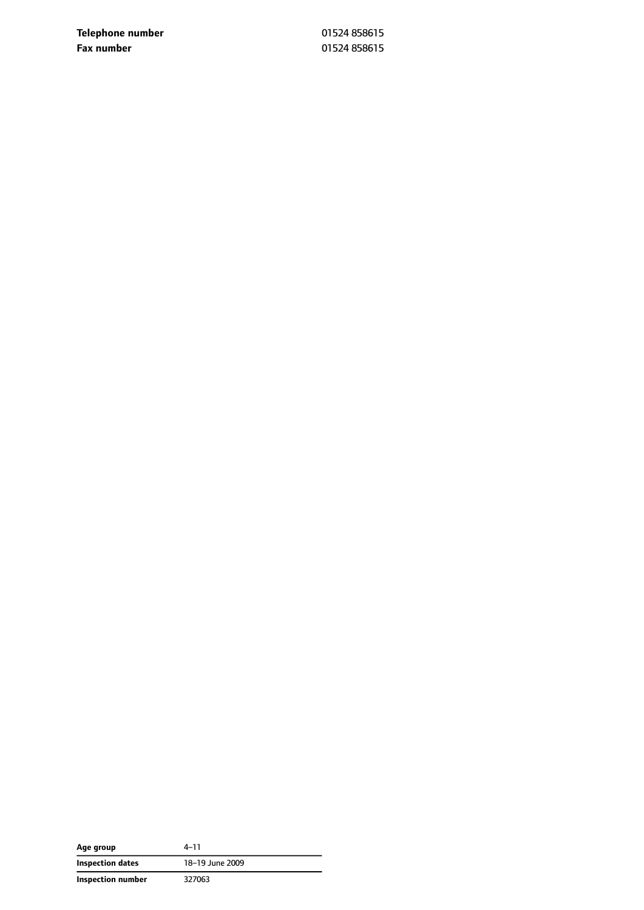| | |
|---|---|
| **Telephone number** | 01524 858615 |
| **Fax number** | 01524 858615 |

| | |
|---|---|
| **Age group** | 4–11 |
| **Inspection dates** | 18–19 June 2009 |
| **Inspection number** | 327063 |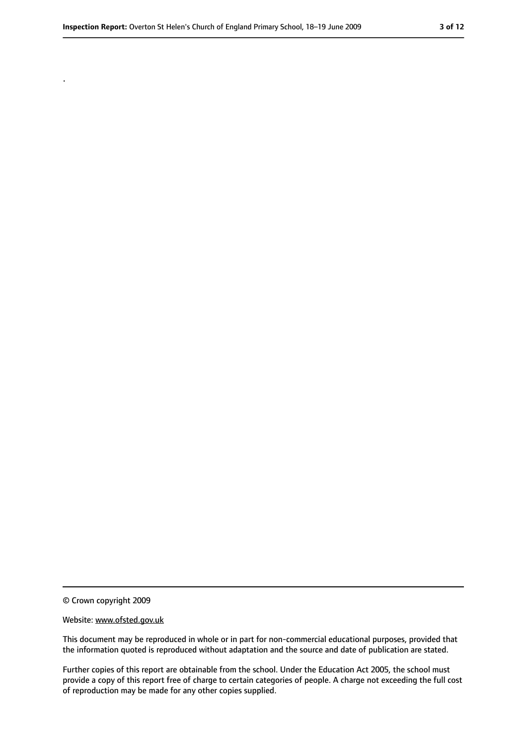.

© Crown copyright 2009

Website: www.ofsted.gov.uk

This document may be reproduced in whole or in part for non-commercial educational purposes, provided that the information quoted is reproduced without adaptation and the source and date of publication are stated.

Further copies of this report are obtainable from the school. Under the Education Act 2005, the school must provide a copy of this report free of charge to certain categories of people. A charge not exceeding the full cost of reproduction may be made for any other copies supplied.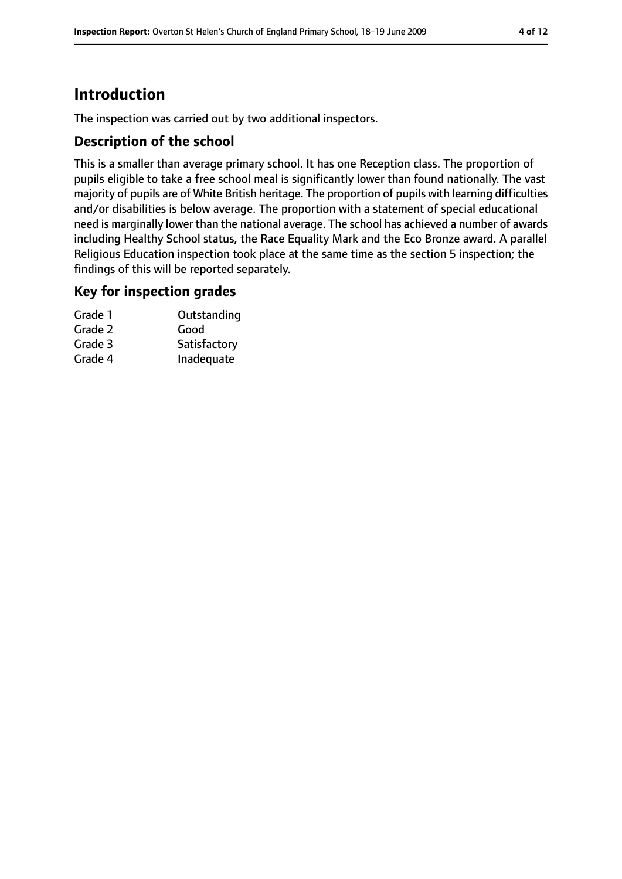## Introduction

The inspection was carried out by two additional inspectors.

### Description of the school

This is a smaller than average primary school. It has one Reception class. The proportion of pupils eligible to take a free school meal is significantly lower than found nationally. The vast majority of pupils are of White British heritage. The proportion of pupils with learning difficulties and/or disabilities is below average. The proportion with a statement of special educational need is marginally lower than the national average. The school has achieved a number of awards including Healthy School status, the Race Equality Mark and the Eco Bronze award. A parallel Religious Education inspection took place at the same time as the section 5 inspection; the findings of this will be reported separately.

### Key for inspection grades

| | |
|---|---|
| Grade 1 | Outstanding |
| Grade 2 | Good |
| Grade 3 | Satisfactory |
| Grade 4 | Inadequate |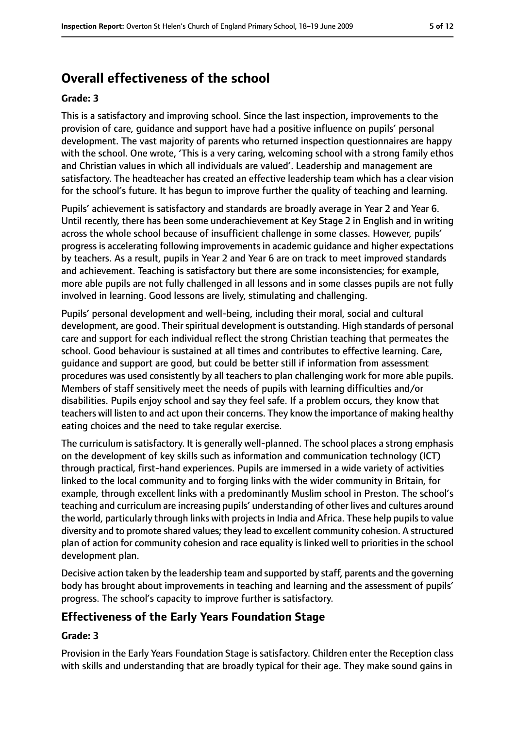# Overall effectiveness of the school

**Grade: 3**

This is a satisfactory and improving school. Since the last inspection, improvements to the provision of care, guidance and support have had a positive influence on pupils' personal development. The vast majority of parents who returned inspection questionnaires are happy with the school. One wrote, 'This is a very caring, welcoming school with a strong family ethos and Christian values in which all individuals are valued'. Leadership and management are satisfactory. The headteacher has created an effective leadership team which has a clear vision for the school's future. It has begun to improve further the quality of teaching and learning.

Pupils' achievement is satisfactory and standards are broadly average in Year 2 and Year 6. Until recently, there has been some underachievement at Key Stage 2 in English and in writing across the whole school because of insufficient challenge in some classes. However, pupils' progress is accelerating following improvements in academic guidance and higher expectations by teachers. As a result, pupils in Year 2 and Year 6 are on track to meet improved standards and achievement. Teaching is satisfactory but there are some inconsistencies; for example, more able pupils are not fully challenged in all lessons and in some classes pupils are not fully involved in learning. Good lessons are lively, stimulating and challenging.

Pupils' personal development and well-being, including their moral, social and cultural development, are good. Their spiritual development is outstanding. High standards of personal care and support for each individual reflect the strong Christian teaching that permeates the school. Good behaviour is sustained at all times and contributes to effective learning. Care, guidance and support are good, but could be better still if information from assessment procedures was used consistently by all teachers to plan challenging work for more able pupils. Members of staff sensitively meet the needs of pupils with learning difficulties and/or disabilities. Pupils enjoy school and say they feel safe. If a problem occurs, they know that teachers will listen to and act upon their concerns. They know the importance of making healthy eating choices and the need to take regular exercise.

The curriculum is satisfactory. It is generally well-planned. The school places a strong emphasis on the development of key skills such as information and communication technology (ICT) through practical, first-hand experiences. Pupils are immersed in a wide variety of activities linked to the local community and to forging links with the wider community in Britain, for example, through excellent links with a predominantly Muslim school in Preston. The school's teaching and curriculum are increasing pupils' understanding of other lives and cultures around the world, particularly through links with projects in India and Africa. These help pupils to value diversity and to promote shared values; they lead to excellent community cohesion. A structured plan of action for community cohesion and race equality is linked well to priorities in the school development plan.

Decisive action taken by the leadership team and supported by staff, parents and the governing body has brought about improvements in teaching and learning and the assessment of pupils' progress. The school's capacity to improve further is satisfactory.

## Effectiveness of the Early Years Foundation Stage

**Grade: 3**

Provision in the Early Years Foundation Stage is satisfactory. Children enter the Reception class with skills and understanding that are broadly typical for their age. They make sound gains in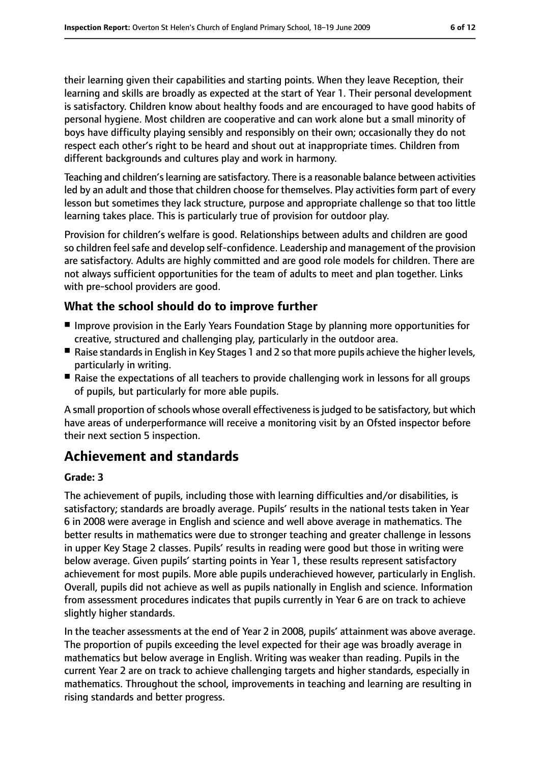their learning given their capabilities and starting points. When they leave Reception, their learning and skills are broadly as expected at the start of Year 1. Their personal development is satisfactory. Children know about healthy foods and are encouraged to have good habits of personal hygiene. Most children are cooperative and can work alone but a small minority of boys have difficulty playing sensibly and responsibly on their own; occasionally they do not respect each other's right to be heard and shout out at inappropriate times. Children from different backgrounds and cultures play and work in harmony.

Teaching and children's learning are satisfactory. There is a reasonable balance between activities led by an adult and those that children choose for themselves. Play activities form part of every lesson but sometimes they lack structure, purpose and appropriate challenge so that too little learning takes place. This is particularly true of provision for outdoor play.

Provision for children's welfare is good. Relationships between adults and children are good so children feel safe and develop self-confidence. Leadership and management of the provision are satisfactory. Adults are highly committed and are good role models for children. There are not always sufficient opportunities for the team of adults to meet and plan together. Links with pre-school providers are good.

### What the school should do to improve further

- Improve provision in the Early Years Foundation Stage by planning more opportunities for creative, structured and challenging play, particularly in the outdoor area.
- Raise standards in English in Key Stages 1 and 2 so that more pupils achieve the higher levels, particularly in writing.
- Raise the expectations of all teachers to provide challenging work in lessons for all groups of pupils, but particularly for more able pupils.

A small proportion of schools whose overall effectiveness is judged to be satisfactory, but which have areas of underperformance will receive a monitoring visit by an Ofsted inspector before their next section 5 inspection.

## Achievement and standards

**Grade: 3**

The achievement of pupils, including those with learning difficulties and/or disabilities, is satisfactory; standards are broadly average. Pupils' results in the national tests taken in Year 6 in 2008 were average in English and science and well above average in mathematics. The better results in mathematics were due to stronger teaching and greater challenge in lessons in upper Key Stage 2 classes. Pupils' results in reading were good but those in writing were below average. Given pupils' starting points in Year 1, these results represent satisfactory achievement for most pupils. More able pupils underachieved however, particularly in English. Overall, pupils did not achieve as well as pupils nationally in English and science. Information from assessment procedures indicates that pupils currently in Year 6 are on track to achieve slightly higher standards.

In the teacher assessments at the end of Year 2 in 2008, pupils' attainment was above average. The proportion of pupils exceeding the level expected for their age was broadly average in mathematics but below average in English. Writing was weaker than reading. Pupils in the current Year 2 are on track to achieve challenging targets and higher standards, especially in mathematics. Throughout the school, improvements in teaching and learning are resulting in rising standards and better progress.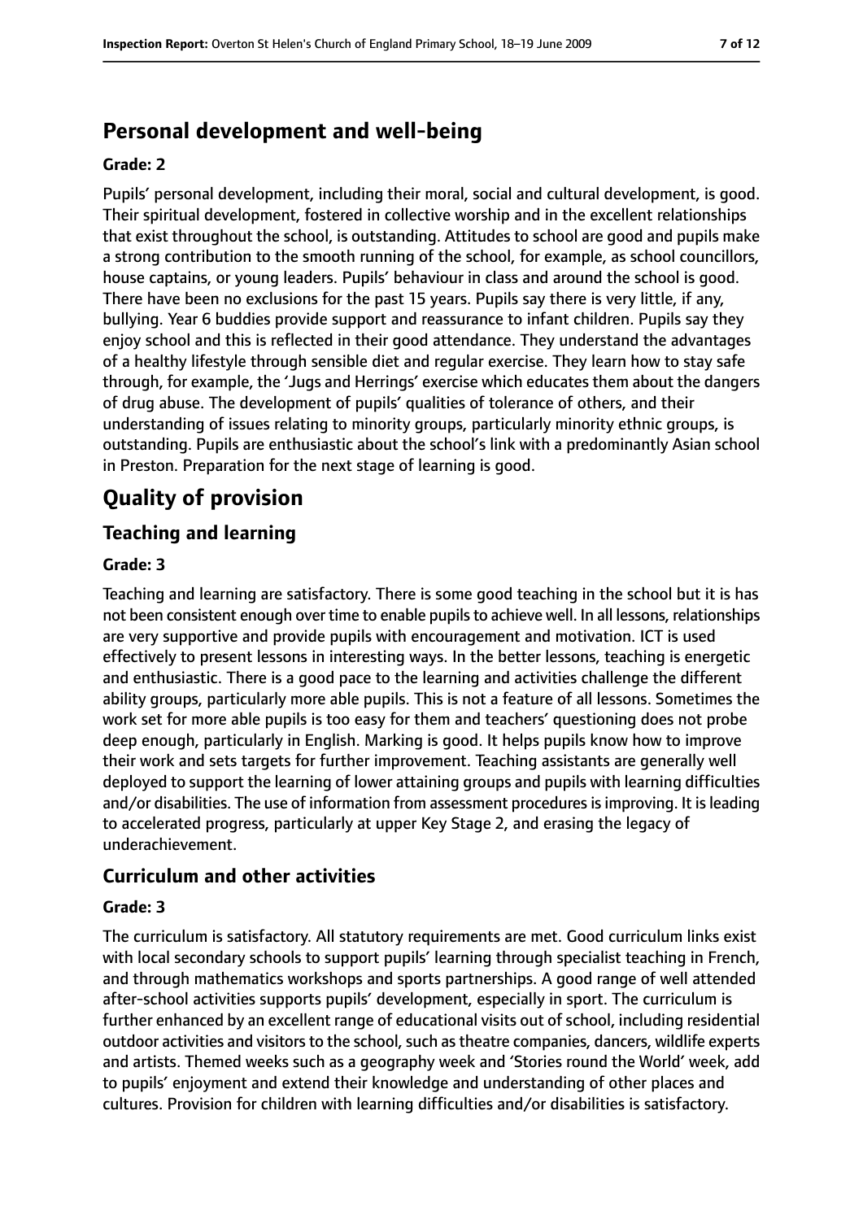## Personal development and well-being

**Grade: 2**

Pupils' personal development, including their moral, social and cultural development, is good. Their spiritual development, fostered in collective worship and in the excellent relationships that exist throughout the school, is outstanding. Attitudes to school are good and pupils make a strong contribution to the smooth running of the school, for example, as school councillors, house captains, or young leaders. Pupils' behaviour in class and around the school is good. There have been no exclusions for the past 15 years. Pupils say there is very little, if any, bullying. Year 6 buddies provide support and reassurance to infant children. Pupils say they enjoy school and this is reflected in their good attendance. They understand the advantages of a healthy lifestyle through sensible diet and regular exercise. They learn how to stay safe through, for example, the 'Jugs and Herrings' exercise which educates them about the dangers of drug abuse. The development of pupils' qualities of tolerance of others, and their understanding of issues relating to minority groups, particularly minority ethnic groups, is outstanding. Pupils are enthusiastic about the school's link with a predominantly Asian school in Preston. Preparation for the next stage of learning is good.

# Quality of provision

## Teaching and learning

**Grade: 3**

Teaching and learning are satisfactory. There is some good teaching in the school but it is has not been consistent enough over time to enable pupils to achieve well. In all lessons, relationships are very supportive and provide pupils with encouragement and motivation. ICT is used effectively to present lessons in interesting ways. In the better lessons, teaching is energetic and enthusiastic. There is a good pace to the learning and activities challenge the different ability groups, particularly more able pupils. This is not a feature of all lessons. Sometimes the work set for more able pupils is too easy for them and teachers' questioning does not probe deep enough, particularly in English. Marking is good. It helps pupils know how to improve their work and sets targets for further improvement. Teaching assistants are generally well deployed to support the learning of lower attaining groups and pupils with learning difficulties and/or disabilities. The use of information from assessment procedures is improving. It is leading to accelerated progress, particularly at upper Key Stage 2, and erasing the legacy of underachievement.

## Curriculum and other activities

**Grade: 3**

The curriculum is satisfactory. All statutory requirements are met. Good curriculum links exist with local secondary schools to support pupils' learning through specialist teaching in French, and through mathematics workshops and sports partnerships. A good range of well attended after-school activities supports pupils' development, especially in sport. The curriculum is further enhanced by an excellent range of educational visits out of school, including residential outdoor activities and visitors to the school, such as theatre companies, dancers, wildlife experts and artists. Themed weeks such as a geography week and 'Stories round the World' week, add to pupils' enjoyment and extend their knowledge and understanding of other places and cultures. Provision for children with learning difficulties and/or disabilities is satisfactory.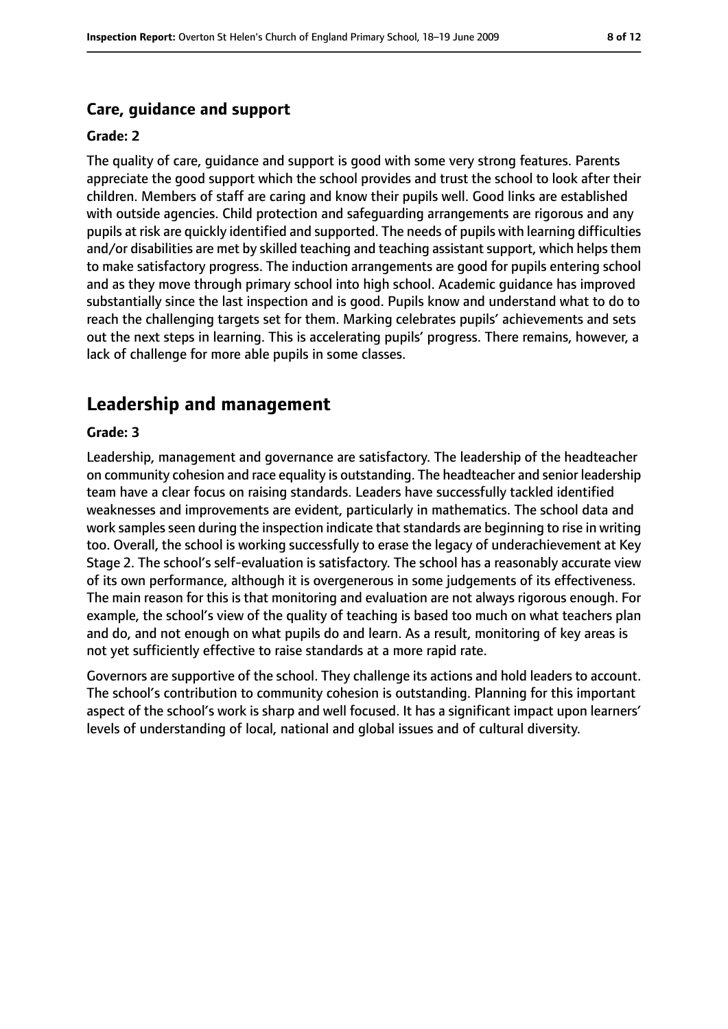### Care, guidance and support

#### Grade: 2

The quality of care, guidance and support is good with some very strong features. Parents appreciate the good support which the school provides and trust the school to look after their children. Members of staff are caring and know their pupils well. Good links are established with outside agencies. Child protection and safeguarding arrangements are rigorous and any pupils at risk are quickly identified and supported. The needs of pupils with learning difficulties and/or disabilities are met by skilled teaching and teaching assistant support, which helps them to make satisfactory progress. The induction arrangements are good for pupils entering school and as they move through primary school into high school. Academic guidance has improved substantially since the last inspection and is good. Pupils know and understand what to do to reach the challenging targets set for them. Marking celebrates pupils' achievements and sets out the next steps in learning. This is accelerating pupils' progress. There remains, however, a lack of challenge for more able pupils in some classes.

## Leadership and management

#### Grade: 3

Leadership, management and governance are satisfactory. The leadership of the headteacher on community cohesion and race equality is outstanding. The headteacher and senior leadership team have a clear focus on raising standards. Leaders have successfully tackled identified weaknesses and improvements are evident, particularly in mathematics. The school data and work samples seen during the inspection indicate that standards are beginning to rise in writing too. Overall, the school is working successfully to erase the legacy of underachievement at Key Stage 2. The school's self-evaluation is satisfactory. The school has a reasonably accurate view of its own performance, although it is overgenerous in some judgements of its effectiveness. The main reason for this is that monitoring and evaluation are not always rigorous enough. For example, the school's view of the quality of teaching is based too much on what teachers plan and do, and not enough on what pupils do and learn. As a result, monitoring of key areas is not yet sufficiently effective to raise standards at a more rapid rate.

Governors are supportive of the school. They challenge its actions and hold leaders to account. The school's contribution to community cohesion is outstanding. Planning for this important aspect of the school's work is sharp and well focused. It has a significant impact upon learners' levels of understanding of local, national and global issues and of cultural diversity.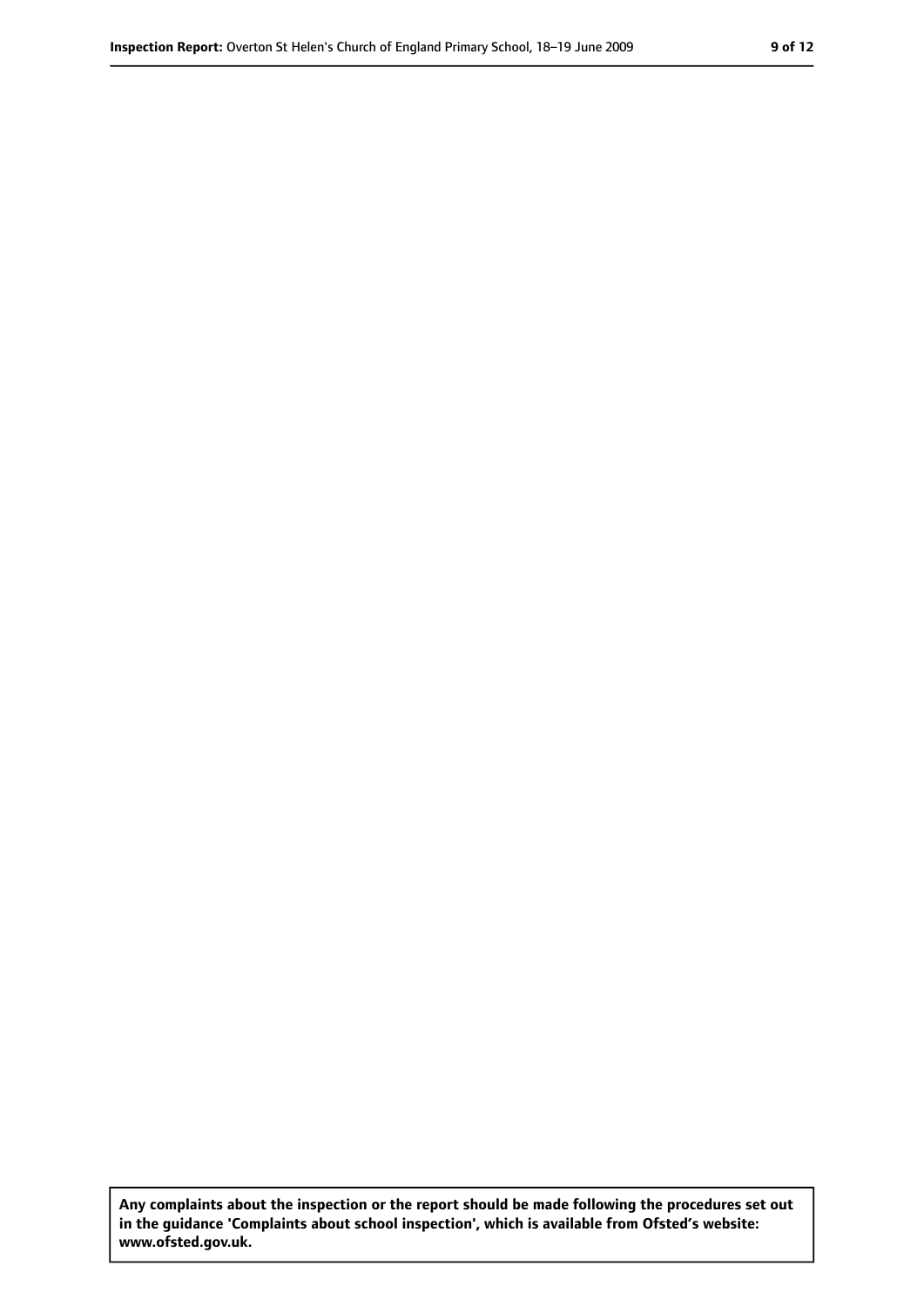**Any complaints about the inspection or the report should be made following the procedures set out in the guidance 'Complaints about school inspection', which is available from Ofsted's website: www.ofsted.gov.uk.**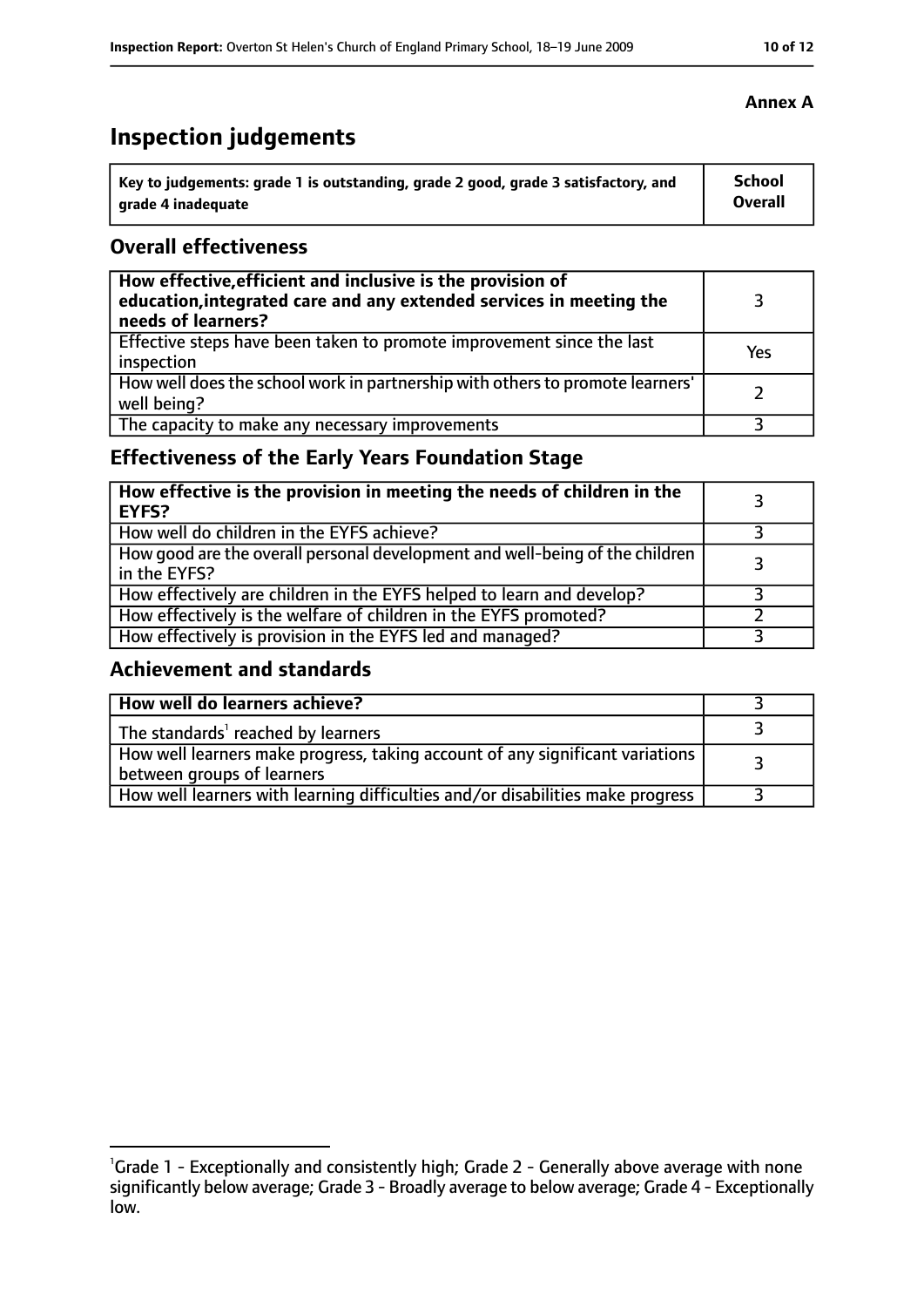**Annex A**

# Inspection judgements

| Key to judgements: grade 1 is outstanding, grade 2 good, grade 3 satisfactory, and grade 4 inadequate | School Overall |
|---|---|

## Overall effectiveness

| | |
|---|---|
| **How effective, efficient and inclusive is the provision of education, integrated care and any extended services in meeting the needs of learners?** | 3 |
| Effective steps have been taken to promote improvement since the last inspection | Yes |
| How well does the school work in partnership with others to promote learners' well being? | 2 |
| The capacity to make any necessary improvements | 3 |

## Effectiveness of the Early Years Foundation Stage

| | |
|---|---|
| **How effective is the provision in meeting the needs of children in the EYFS?** | 3 |
| How well do children in the EYFS achieve? | 3 |
| How good are the overall personal development and well-being of the children in the EYFS? | 3 |
| How effectively are children in the EYFS helped to learn and develop? | 3 |
| How effectively is the welfare of children in the EYFS promoted? | 2 |
| How effectively is provision in the EYFS led and managed? | 3 |

## Achievement and standards

| | |
|---|---|
| **How well do learners achieve?** | 3 |
| The standards[1] reached by learners | 3 |
| How well learners make progress, taking account of any significant variations between groups of learners | 3 |
| How well learners with learning difficulties and/or disabilities make progress | 3 |

[1]Grade 1 - Exceptionally and consistently high; Grade 2 - Generally above average with none significantly below average; Grade 3 - Broadly average to below average; Grade 4 - Exceptionally low.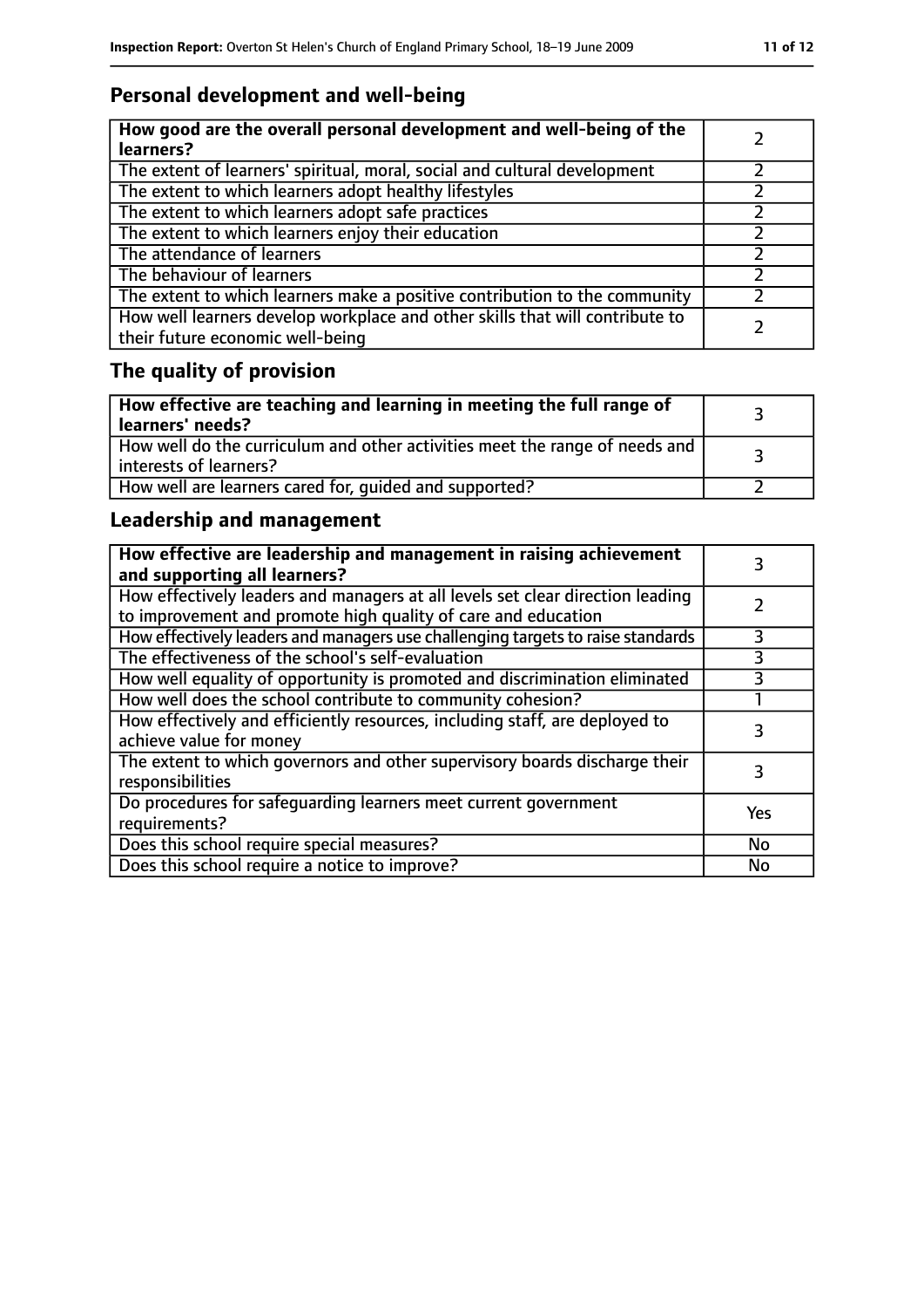## Personal development and well-being

| How good are the overall personal development and well-being of the learners? | 2 |
|---|---|
| The extent of learners' spiritual, moral, social and cultural development | 2 |
| The extent to which learners adopt healthy lifestyles | 2 |
| The extent to which learners adopt safe practices | 2 |
| The extent to which learners enjoy their education | 2 |
| The attendance of learners | 2 |
| The behaviour of learners | 2 |
| The extent to which learners make a positive contribution to the community | 2 |
| How well learners develop workplace and other skills that will contribute to their future economic well-being | 2 |

## The quality of provision

| How effective are teaching and learning in meeting the full range of learners' needs? | 3 |
|---|---|
| How well do the curriculum and other activities meet the range of needs and interests of learners? | 3 |
| How well are learners cared for, guided and supported? | 2 |

## Leadership and management

| How effective are leadership and management in raising achievement and supporting all learners? | 3 |
|---|---|
| How effectively leaders and managers at all levels set clear direction leading to improvement and promote high quality of care and education | 2 |
| How effectively leaders and managers use challenging targets to raise standards | 3 |
| The effectiveness of the school's self-evaluation | 3 |
| How well equality of opportunity is promoted and discrimination eliminated | 3 |
| How well does the school contribute to community cohesion? | 1 |
| How effectively and efficiently resources, including staff, are deployed to achieve value for money | 3 |
| The extent to which governors and other supervisory boards discharge their responsibilities | 3 |
| Do procedures for safeguarding learners meet current government requirements? | Yes |
| Does this school require special measures? | No |
| Does this school require a notice to improve? | No |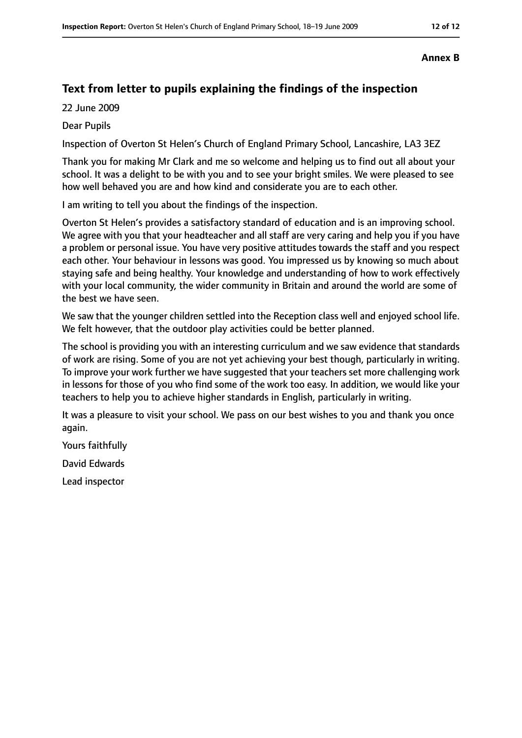**Annex B**

## Text from letter to pupils explaining the findings of the inspection

22 June 2009

Dear Pupils

Inspection of Overton St Helen's Church of England Primary School, Lancashire, LA3 3EZ

Thank you for making Mr Clark and me so welcome and helping us to find out all about your school. It was a delight to be with you and to see your bright smiles. We were pleased to see how well behaved you are and how kind and considerate you are to each other.

I am writing to tell you about the findings of the inspection.

Overton St Helen's provides a satisfactory standard of education and is an improving school. We agree with you that your headteacher and all staff are very caring and help you if you have a problem or personal issue. You have very positive attitudes towards the staff and you respect each other. Your behaviour in lessons was good. You impressed us by knowing so much about staying safe and being healthy. Your knowledge and understanding of how to work effectively with your local community, the wider community in Britain and around the world are some of the best we have seen.

We saw that the younger children settled into the Reception class well and enjoyed school life. We felt however, that the outdoor play activities could be better planned.

The school is providing you with an interesting curriculum and we saw evidence that standards of work are rising. Some of you are not yet achieving your best though, particularly in writing. To improve your work further we have suggested that your teachers set more challenging work in lessons for those of you who find some of the work too easy. In addition, we would like your teachers to help you to achieve higher standards in English, particularly in writing.

It was a pleasure to visit your school. We pass on our best wishes to you and thank you once again.

Yours faithfully

David Edwards

Lead inspector